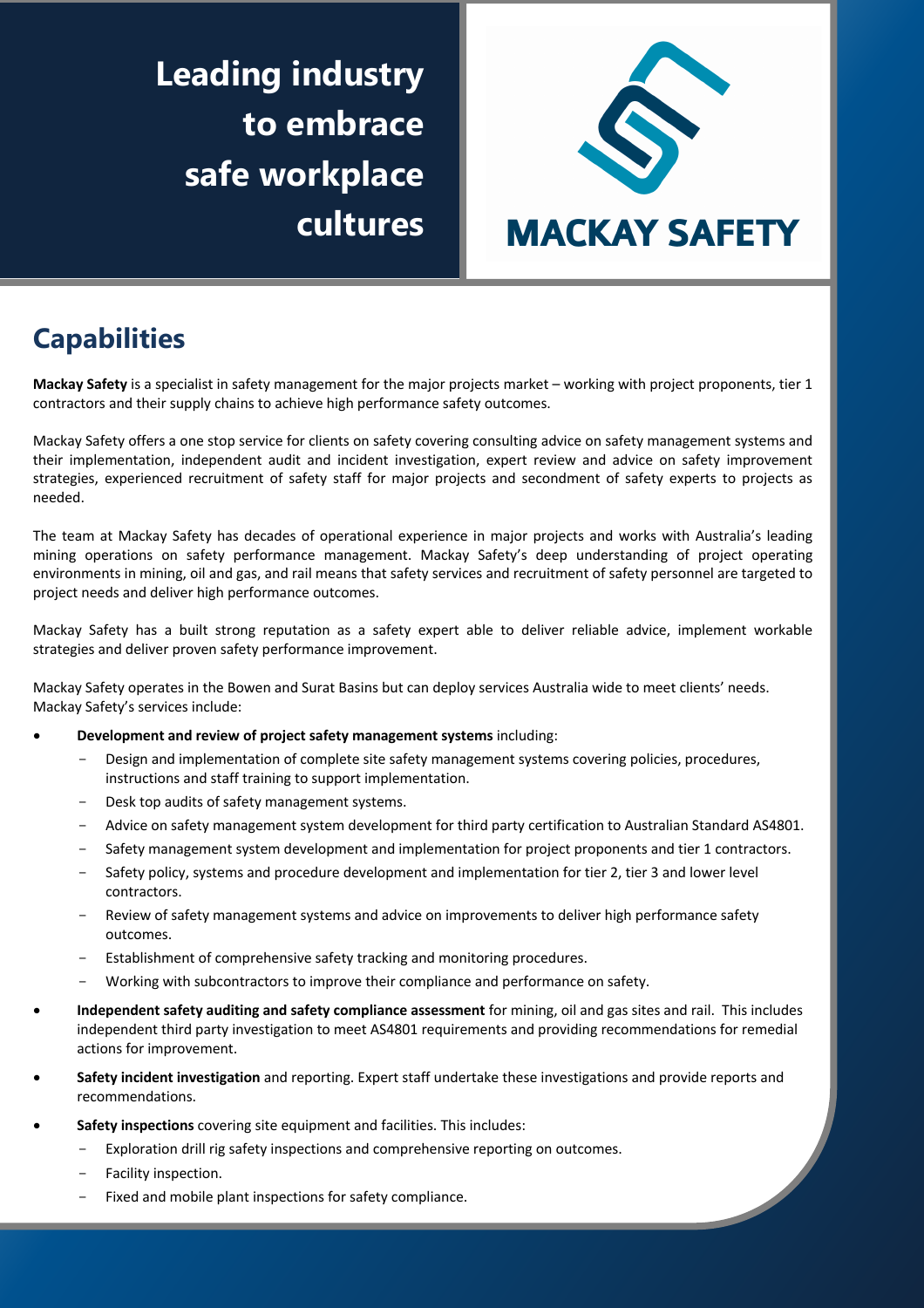# Leading industry to embrace safe workplace cultures

MACKAY SAFETY

## Capabilities

**Mackay Safety** is a specialist in safety management for the major projects market – working with project proponents, tier 1 contractors and their supply chains to achieve high performance safety outcomes.

Mackay Safety offers a one stop service for clients on safety covering consulting advice on safety management systems and their implementation, independent audit and incident investigation, expert review and advice on safety improvement strategies, experienced recruitment of safety staff for major projects and secondment of safety experts to projects as needed.

The team at Mackay Safety has decades of operational experience in major projects and works with Australia's leading mining operations on safety performance management. Mackay Safety's deep understanding of project operating environments in mining, oil and gas, and rail means that safety services and recruitment of safety personnel are targeted to project needs and deliver high performance outcomes.

Mackay Safety has a built strong reputation as a safety expert able to deliver reliable advice, implement workable strategies and deliver proven safety performance improvement.

Mackay Safety operates in the Bowen and Surat Basins but can deploy services Australia wide to meet clients' needs.
Mackay Safety's services include:

- **Development and review of project safety management systems** including:
  - Design and implementation of complete site safety management systems covering policies, procedures, instructions and staff training to support implementation.
  - Desk top audits of safety management systems.
  - Advice on safety management system development for third party certification to Australian Standard AS4801.
  - Safety management system development and implementation for project proponents and tier 1 contractors.
  - Safety policy, systems and procedure development and implementation for tier 2, tier 3 and lower level contractors.
  - Review of safety management systems and advice on improvements to deliver high performance safety outcomes.
  - Establishment of comprehensive safety tracking and monitoring procedures.
  - Working with subcontractors to improve their compliance and performance on safety.
- **Independent safety auditing and safety compliance assessment** for mining, oil and gas sites and rail. This includes independent third party investigation to meet AS4801 requirements and providing recommendations for remedial actions for improvement.
- **Safety incident investigation** and reporting. Expert staff undertake these investigations and provide reports and recommendations.
- **Safety inspections** covering site equipment and facilities. This includes:
  - Exploration drill rig safety inspections and comprehensive reporting on outcomes.
  - Facility inspection.
  - Fixed and mobile plant inspections for safety compliance.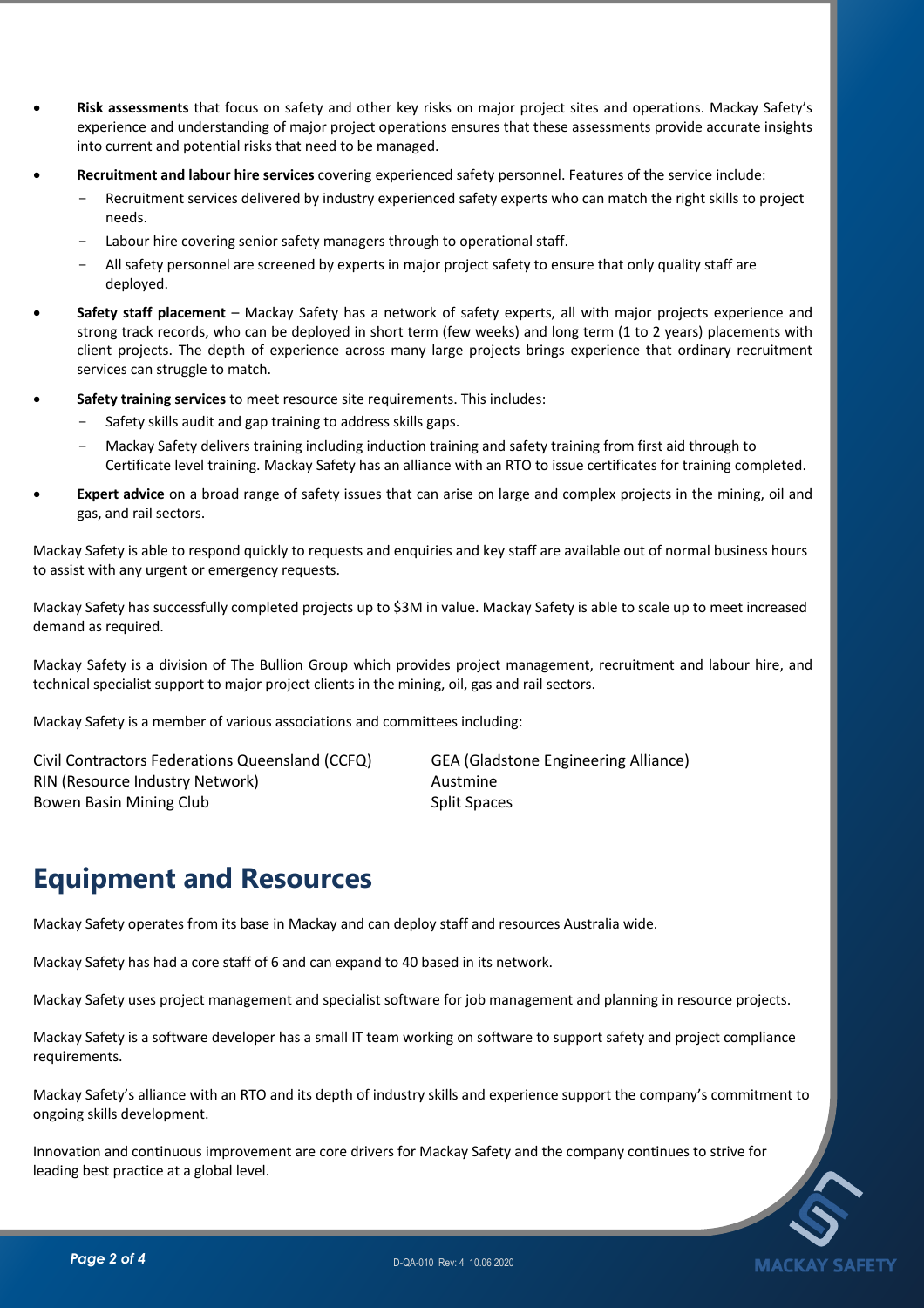- **Risk assessments** that focus on safety and other key risks on major project sites and operations. Mackay Safety's experience and understanding of major project operations ensures that these assessments provide accurate insights into current and potential risks that need to be managed.
- **Recruitment and labour hire services** covering experienced safety personnel. Features of the service include:
  - Recruitment services delivered by industry experienced safety experts who can match the right skills to project needs.
  - Labour hire covering senior safety managers through to operational staff.
  - All safety personnel are screened by experts in major project safety to ensure that only quality staff are deployed.
- **Safety staff placement** – Mackay Safety has a network of safety experts, all with major projects experience and strong track records, who can be deployed in short term (few weeks) and long term (1 to 2 years) placements with client projects. The depth of experience across many large projects brings experience that ordinary recruitment services can struggle to match.
- **Safety training services** to meet resource site requirements. This includes:
  - Safety skills audit and gap training to address skills gaps.
  - Mackay Safety delivers training including induction training and safety training from first aid through to Certificate level training. Mackay Safety has an alliance with an RTO to issue certificates for training completed.
- **Expert advice** on a broad range of safety issues that can arise on large and complex projects in the mining, oil and gas, and rail sectors.

Mackay Safety is able to respond quickly to requests and enquiries and key staff are available out of normal business hours to assist with any urgent or emergency requests.

Mackay Safety has successfully completed projects up to $3M in value. Mackay Safety is able to scale up to meet increased demand as required.

Mackay Safety is a division of The Bullion Group which provides project management, recruitment and labour hire, and technical specialist support to major project clients in the mining, oil, gas and rail sectors.

Mackay Safety is a member of various associations and committees including:

Civil Contractors Federations Queensland (CCFQ)
RIN (Resource Industry Network)
Bowen Basin Mining Club
GEA (Gladstone Engineering Alliance)
Austmine
Split Spaces

## Equipment and Resources

Mackay Safety operates from its base in Mackay and can deploy staff and resources Australia wide.

Mackay Safety has had a core staff of 6 and can expand to 40 based in its network.

Mackay Safety uses project management and specialist software for job management and planning in resource projects.

Mackay Safety is a software developer has a small IT team working on software to support safety and project compliance requirements.

Mackay Safety's alliance with an RTO and its depth of industry skills and experience support the company's commitment to ongoing skills development.

Innovation and continuous improvement are core drivers for Mackay Safety and the company continues to strive for leading best practice at a global level.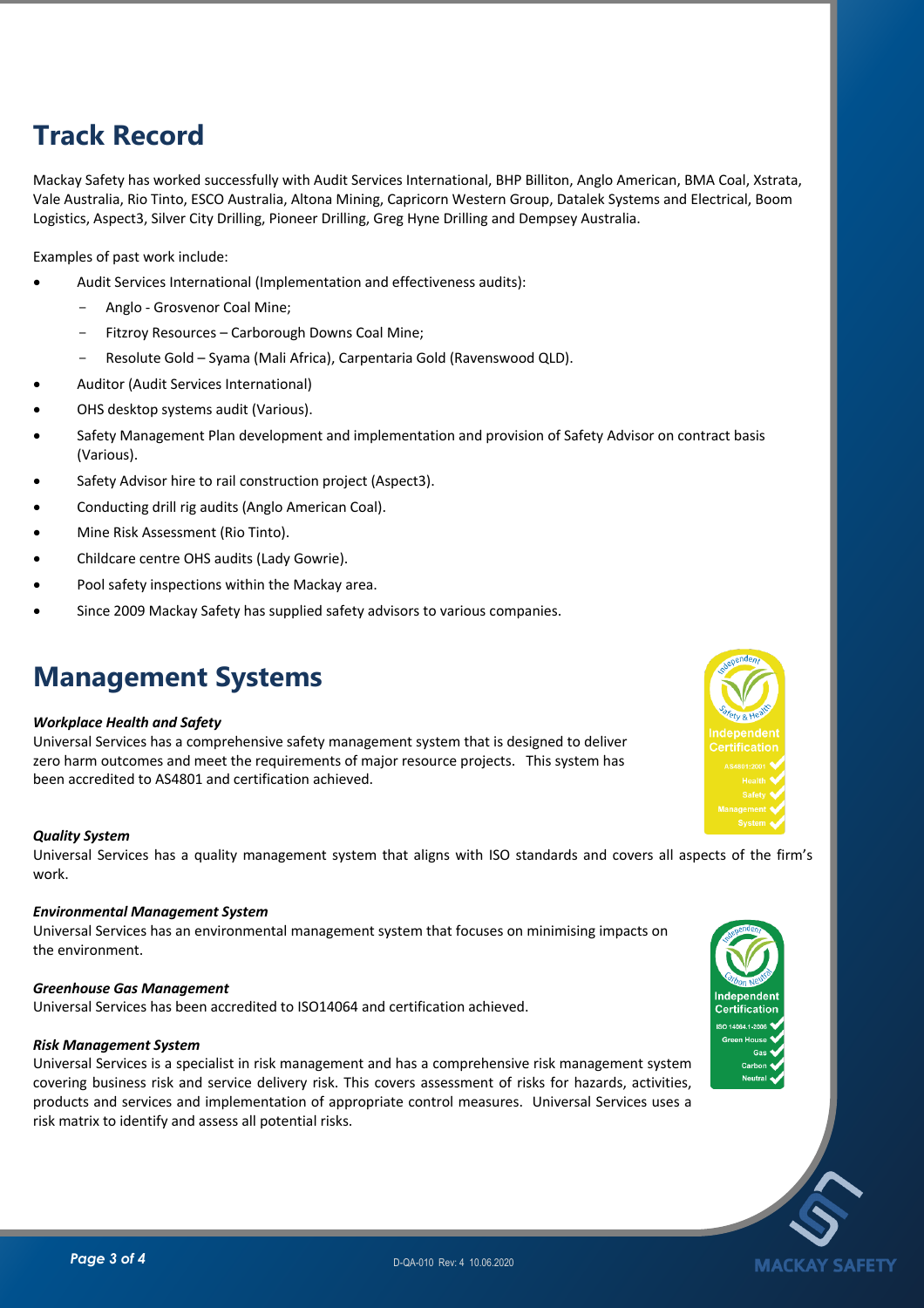# Track Record

Mackay Safety has worked successfully with Audit Services International, BHP Billiton, Anglo American, BMA Coal, Xstrata, Vale Australia, Rio Tinto, ESCO Australia, Altona Mining, Capricorn Western Group, Datalek Systems and Electrical, Boom Logistics, Aspect3, Silver City Drilling, Pioneer Drilling, Greg Hyne Drilling and Dempsey Australia.

Examples of past work include:

- Audit Services International (Implementation and effectiveness audits):
  - Anglo - Grosvenor Coal Mine;
  - Fitzroy Resources – Carborough Downs Coal Mine;
  - Resolute Gold – Syama (Mali Africa), Carpentaria Gold (Ravenswood QLD).
- Auditor (Audit Services International)
- OHS desktop systems audit (Various).
- Safety Management Plan development and implementation and provision of Safety Advisor on contract basis (Various).
- Safety Advisor hire to rail construction project (Aspect3).
- Conducting drill rig audits (Anglo American Coal).
- Mine Risk Assessment (Rio Tinto).
- Childcare centre OHS audits (Lady Gowrie).
- Pool safety inspections within the Mackay area.
- Since 2009 Mackay Safety has supplied safety advisors to various companies.

# Management Systems

***Workplace Health and Safety***

Universal Services has a comprehensive safety management system that is designed to deliver zero harm outcomes and meet the requirements of major resource projects. This system has been accredited to AS4801 and certification achieved.

Independent Safety & Health – Independent Certification: AS4801:2001, Health, Safety, Management, System

***Quality System***

Universal Services has a quality management system that aligns with ISO standards and covers all aspects of the firm's work.

***Environmental Management System***

Universal Services has an environmental management system that focuses on minimising impacts on the environment.

***Greenhouse Gas Management***

Universal Services has been accredited to ISO14064 and certification achieved.

Independent Carbon Neutral – Independent Certification: ISO 14064.1-2006, Green House, Gas, Carbon, Neutral

***Risk Management System***

Universal Services is a specialist in risk management and has a comprehensive risk management system covering business risk and service delivery risk. This covers assessment of risks for hazards, activities, products and services and implementation of appropriate control measures. Universal Services uses a risk matrix to identify and assess all potential risks.

D-QA-010 Rev: 4 10.06.2020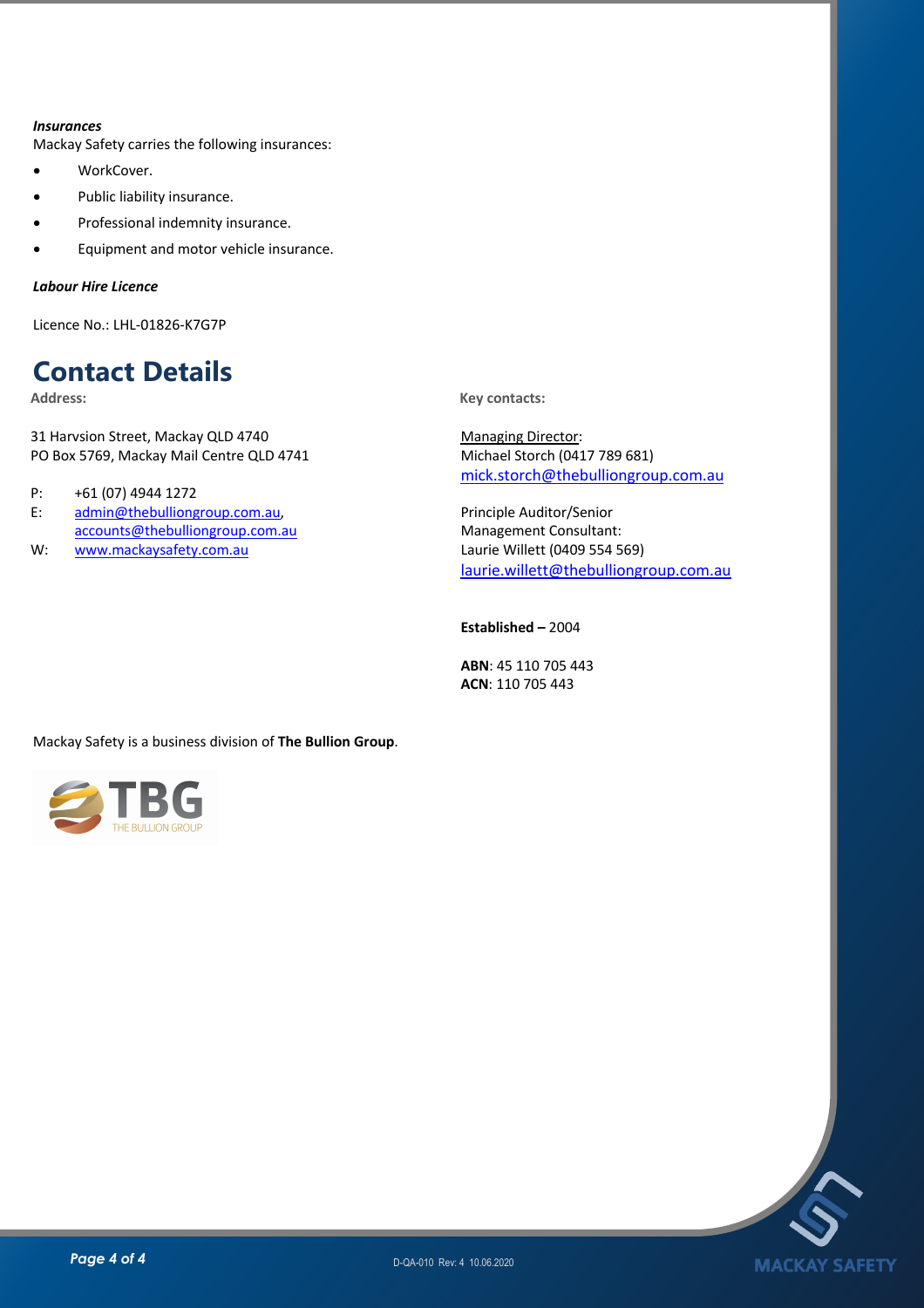***Insurances***

Mackay Safety carries the following insurances:

- WorkCover.
- Public liability insurance.
- Professional indemnity insurance.
- Equipment and motor vehicle insurance.

***Labour Hire Licence***

Licence No.: LHL-01826-K7G7P

# Contact Details

**Address:**

31 Harvsion Street, Mackay QLD 4740
PO Box 5769, Mackay Mail Centre QLD 4741

P: +61 (07) 4944 1272
E: admin@thebulliongroup.com.au, accounts@thebulliongroup.com.au
W: www.mackaysafety.com.au

**Key contacts:**

Managing Director:
Michael Storch (0417 789 681)
mick.storch@thebulliongroup.com.au

Principle Auditor/Senior Management Consultant:
Laurie Willett (0409 554 569)
laurie.willett@thebulliongroup.com.au

**Established –** 2004

**ABN**: 45 110 705 443
**ACN**: 110 705 443

Mackay Safety is a business division of **The Bullion Group**.